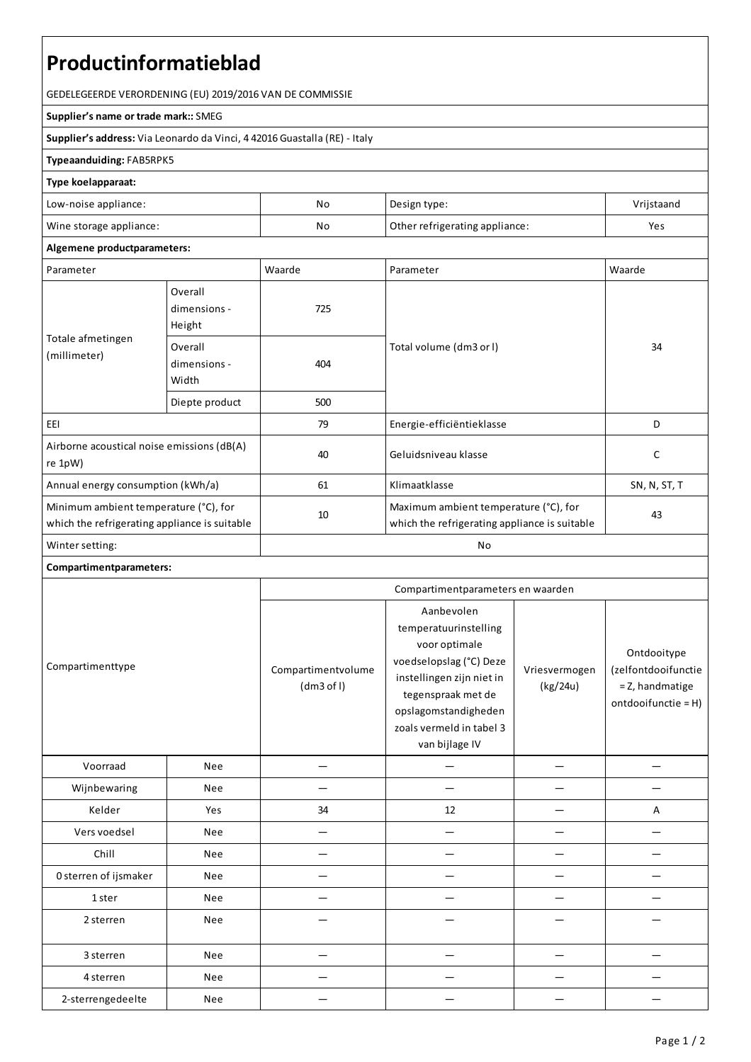# Productinformatieblad

GEDELEGEERDE VERORDENING (EU) 2019/2016 VAN DE COMMISSIE

**Supplier's name or trade mark::** SMEG

**Supplier's address:** Via Leonardo da Vinci, 4 42016 Guastalla (RE) - Italy

**Typeaanduiding:** FAB5RPK5

**Type koelapparaat:**

| | | | |
|---|---|---|---|
| Low-noise appliance: | No | Design type: | Vrijstaand |
| Wine storage appliance: | No | Other refrigerating appliance: | Yes |

**Algemene productparameters:**

| Parameter | | Waarde | Parameter | Waarde |
|---|---|---|---|---|
| Totale afmetingen (millimeter) | Overall dimensions - Height | 725 | Total volume (dm3 or l) | 34 |
| | Overall dimensions - Width | 404 | | |
| | Diepte product | 500 | | |
| EEI | | 79 | Energie-efficiëntieklasse | D |
| Airborne acoustical noise emissions (dB(A) re 1pW) | | 40 | Geluidsniveau klasse | C |
| Annual energy consumption (kWh/a) | | 61 | Klimaatklasse | SN, N, ST, T |
| Minimum ambient temperature (°C), for which the refrigerating appliance is suitable | | 10 | Maximum ambient temperature (°C), for which the refrigerating appliance is suitable | 43 |
| Winter setting: | | No | | |

**Compartimentparameters:**

| Compartimenttype | | Compartimentparameters en waarden | | | |
|---|---|---|---|---|---|
| | | Compartimentvolume (dm3 of l) | Aanbevolen temperatuurinstelling voor optimale voedselopslag (°C) Deze instellingen zijn niet in tegenspraak met de opslagomstandigheden zoals vermeld in tabel 3 van bijlage IV | Vriesvermogen (kg/24u) | Ontdooitype (zelfontdooifunctie = Z, handmatige ontdooifunctie = H) |
| Voorraad | Nee | — | — | — | — |
| Wijnbewaring | Nee | — | — | — | — |
| Kelder | Yes | 34 | 12 | — | A |
| Vers voedsel | Nee | — | — | — | — |
| Chill | Nee | — | — | — | — |
| 0 sterren of ijsmaker | Nee | — | — | — | — |
| 1 ster | Nee | — | — | — | — |
| 2 sterren | Nee | — | — | — | — |
| 3 sterren | Nee | — | — | — | — |
| 4 sterren | Nee | — | — | — | — |
| 2-sterrengedeelte | Nee | — | — | — | — |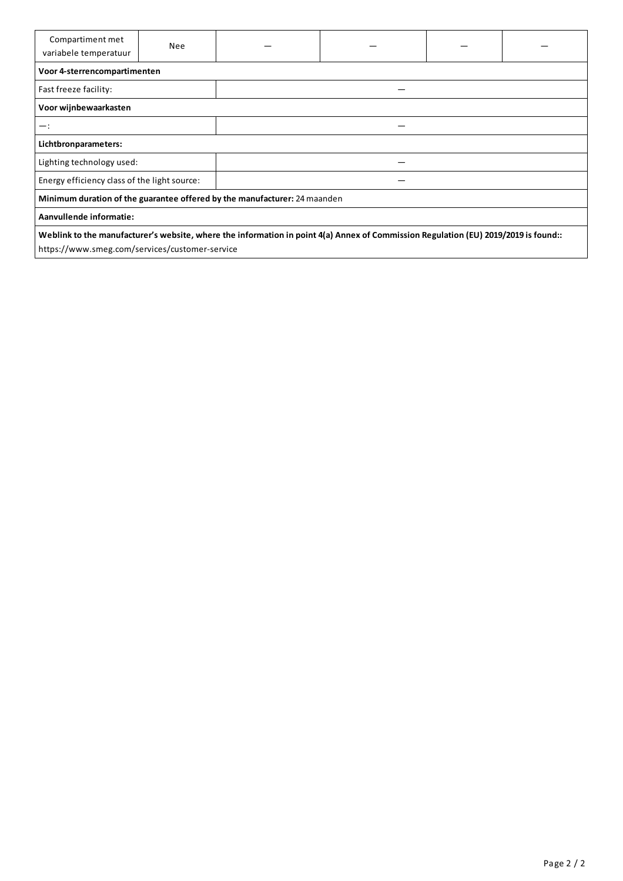| | | | | | |
|---|---|---|---|---|---|
| Compartiment met variabele temperatuur | Nee | — | — | — | — |
| **Voor 4-sterrencompartimenten** | | | | | |
| Fast freeze facility: | | — | | | |
| **Voor wijnbewaarkasten** | | | | | |
| —: | | — | | | |
| **Lichtbronparameters:** | | | | | |
| Lighting technology used: | | — | | | |
| Energy efficiency class of the light source: | | — | | | |
| **Minimum duration of the guarantee offered by the manufacturer:** 24 maanden | | | | | |
| **Aanvullende informatie:** | | | | | |
| **Weblink to the manufacturer's website, where the information in point 4(a) Annex of Commission Regulation (EU) 2019/2019 is found::** https://www.smeg.com/services/customer-service | | | | | |